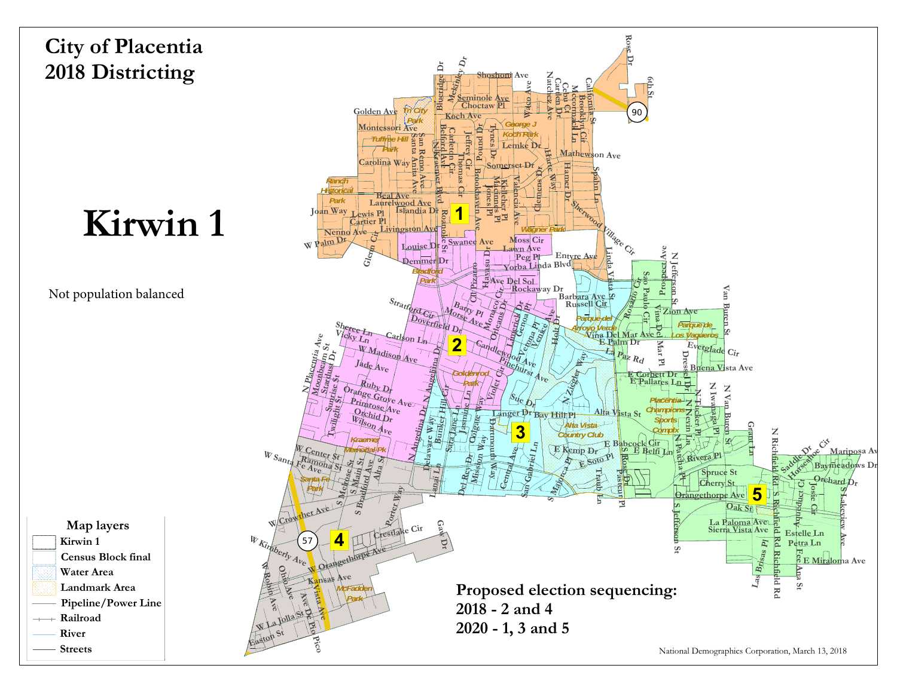# City of Placentia 2018 Districting

# Kirwin 1

Not population balanced

**Map layers**

- Kirwin 1
- Census Block final
- Water Area
- Landmark Area
- Pipeline/Power Line
- Railroad
- River
- Streets

**Proposed election sequencing:**
**2018 - 2 and 4**
**2020 - 1, 3 and 5**

National Demographics Corporation, March 13, 2018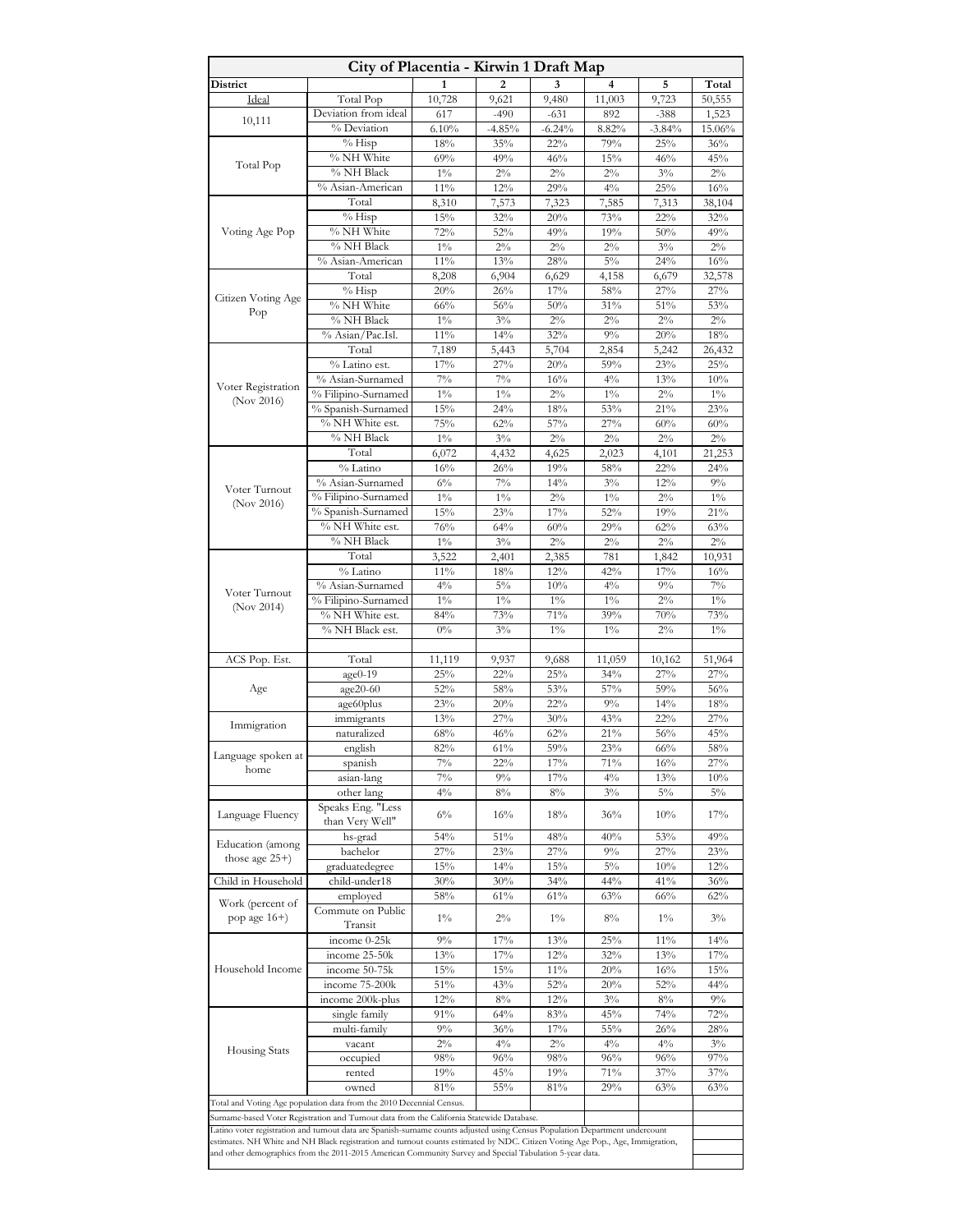# City of Placentia - Kirwin 1 Draft Map

| District | | 1 | 2 | 3 | 4 | 5 | Total |
|---|---|---|---|---|---|---|---|
| Ideal | Total Pop | 10,728 | 9,621 | 9,480 | 11,003 | 9,723 | 50,555 |
| 10,111 | Deviation from ideal | 617 | -490 | -631 | 892 | -388 | 1,523 |
| | % Deviation | 6.10% | -4.85% | -6.24% | 8.82% | -3.84% | 15.06% |
| Total Pop | % Hisp | 18% | 35% | 22% | 79% | 25% | 36% |
| | % NH White | 69% | 49% | 46% | 15% | 46% | 45% |
| | % NH Black | 1% | 2% | 2% | 2% | 3% | 2% |
| | % Asian-American | 11% | 12% | 29% | 4% | 25% | 16% |
| Voting Age Pop | Total | 8,310 | 7,573 | 7,323 | 7,585 | 7,313 | 38,104 |
| | % Hisp | 15% | 32% | 20% | 73% | 22% | 32% |
| | % NH White | 72% | 52% | 49% | 19% | 50% | 49% |
| | % NH Black | 1% | 2% | 2% | 2% | 3% | 2% |
| | % Asian-American | 11% | 13% | 28% | 5% | 24% | 16% |
| Citizen Voting Age Pop | Total | 8,208 | 6,904 | 6,629 | 4,158 | 6,679 | 32,578 |
| | % Hisp | 20% | 26% | 17% | 58% | 27% | 27% |
| | % NH White | 66% | 56% | 50% | 31% | 51% | 53% |
| | % NH Black | 1% | 3% | 2% | 2% | 2% | 2% |
| | % Asian/Pac.Isl. | 11% | 14% | 32% | 9% | 20% | 18% |
| Voter Registration (Nov 2016) | Total | 7,189 | 5,443 | 5,704 | 2,854 | 5,242 | 26,432 |
| | % Latino est. | 17% | 27% | 20% | 59% | 23% | 25% |
| | % Asian-Surnamed | 7% | 7% | 16% | 4% | 13% | 10% |
| | % Filipino-Surnamed | 1% | 1% | 2% | 1% | 2% | 1% |
| | % Spanish-Surnamed | 15% | 24% | 18% | 53% | 21% | 23% |
| | % NH White est. | 75% | 62% | 57% | 27% | 60% | 60% |
| | % NH Black | 1% | 3% | 2% | 2% | 2% | 2% |
| Voter Turnout (Nov 2016) | Total | 6,072 | 4,432 | 4,625 | 2,023 | 4,101 | 21,253 |
| | % Latino | 16% | 26% | 19% | 58% | 22% | 24% |
| | % Asian-Surnamed | 6% | 7% | 14% | 3% | 12% | 9% |
| | % Filipino-Surnamed | 1% | 1% | 2% | 1% | 2% | 1% |
| | % Spanish-Surnamed | 15% | 23% | 17% | 52% | 19% | 21% |
| | % NH White est. | 76% | 64% | 60% | 29% | 62% | 63% |
| | % NH Black | 1% | 3% | 2% | 2% | 2% | 2% |
| Voter Turnout (Nov 2014) | Total | 3,522 | 2,401 | 2,385 | 781 | 1,842 | 10,931 |
| | % Latino | 11% | 18% | 12% | 42% | 17% | 16% |
| | % Asian-Surnamed | 4% | 5% | 10% | 4% | 9% | 7% |
| | % Filipino-Surnamed | 1% | 1% | 1% | 1% | 2% | 1% |
| | % NH White est. | 84% | 73% | 71% | 39% | 70% | 73% |
| | % NH Black est. | 0% | 3% | 1% | 1% | 2% | 1% |
| ACS Pop. Est. | Total | 11,119 | 9,937 | 9,688 | 11,059 | 10,162 | 51,964 |
| Age | age0-19 | 25% | 22% | 25% | 34% | 27% | 27% |
| | age20-60 | 52% | 58% | 53% | 57% | 59% | 56% |
| | age60plus | 23% | 20% | 22% | 9% | 14% | 18% |
| Immigration | immigrants | 13% | 27% | 30% | 43% | 22% | 27% |
| | naturalized | 68% | 46% | 62% | 21% | 56% | 45% |
| Language spoken at home | english | 82% | 61% | 59% | 23% | 66% | 58% |
| | spanish | 7% | 22% | 17% | 71% | 16% | 27% |
| | asian-lang | 7% | 9% | 17% | 4% | 13% | 10% |
| | other lang | 4% | 8% | 8% | 3% | 5% | 5% |
| Language Fluency | Speaks Eng. "Less than Very Well" | 6% | 16% | 18% | 36% | 10% | 17% |
| Education (among those age 25+) | hs-grad | 54% | 51% | 48% | 40% | 53% | 49% |
| | bachelor | 27% | 23% | 27% | 9% | 27% | 23% |
| | graduatedegree | 15% | 14% | 15% | 5% | 10% | 12% |
| Child in Household | child-under18 | 30% | 30% | 34% | 44% | 41% | 36% |
| Work (percent of pop age 16+) | employed | 58% | 61% | 61% | 63% | 66% | 62% |
| | Commute on Public Transit | 1% | 2% | 1% | 8% | 1% | 3% |
| Household Income | income 0-25k | 9% | 17% | 13% | 25% | 11% | 14% |
| | income 25-50k | 13% | 17% | 12% | 32% | 13% | 17% |
| | income 50-75k | 15% | 15% | 11% | 20% | 16% | 15% |
| | income 75-200k | 51% | 43% | 52% | 20% | 52% | 44% |
| | income 200k-plus | 12% | 8% | 12% | 3% | 8% | 9% |
| Housing Stats | single family | 91% | 64% | 83% | 45% | 74% | 72% |
| | multi-family | 9% | 36% | 17% | 55% | 26% | 28% |
| | vacant | 2% | 4% | 2% | 4% | 4% | 3% |
| | occupied | 98% | 96% | 98% | 96% | 96% | 97% |
| | rented | 19% | 45% | 19% | 71% | 37% | 37% |
| | owned | 81% | 55% | 81% | 29% | 63% | 63% |

Total and Voting Age population data from the 2010 Decennial Census.

Surname-based Voter Registration and Turnout data from the California Statewide Database.

Latino voter registration and turnout data are Spanish-surname counts adjusted using Census Population Department undercount estimates. NH White and NH Black registration and turnout counts estimated by NDC. Citizen Voting Age Pop., Age, Immigration, and other demographics from the 2011-2015 American Community Survey and Special Tabulation 5-year data.